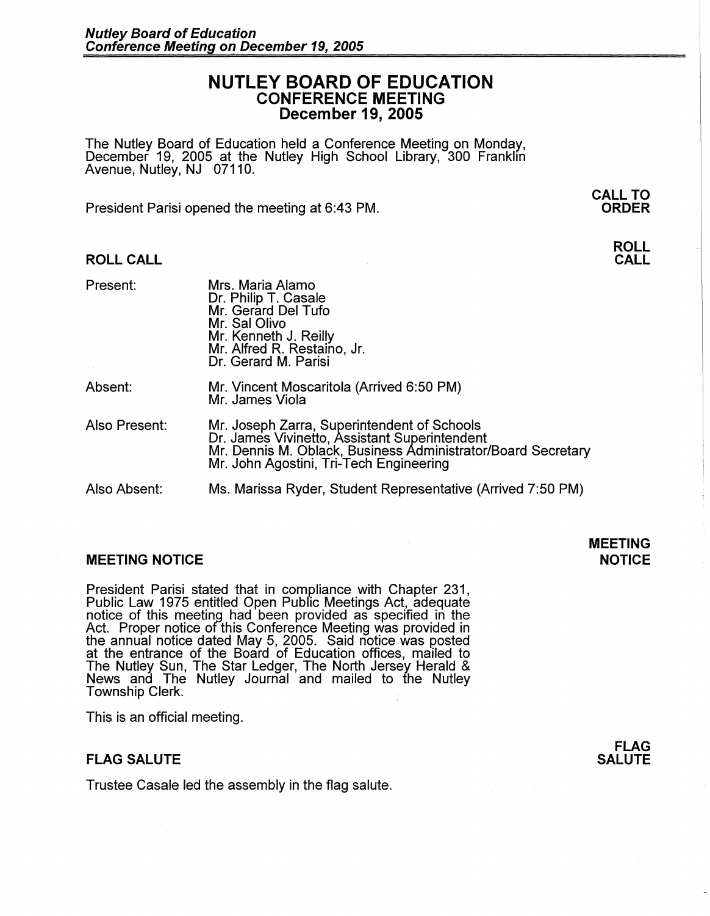# NUTLEY BOARD OF EDUCATION
## CONFERENCE MEETING
## December 19, 2005

The Nutley Board of Education held a Conference Meeting on Monday, December 19, 2005 at the Nutley High School Library, 300 Franklin Avenue, Nutley, NJ 07110.

**CALL TO ORDER**

President Parisi opened the meeting at 6:43 PM.

**ROLL CALL**

### ROLL CALL

| | |
|---|---|
| Present: | Mrs. Maria Alamo<br>Dr. Philip T. Casale<br>Mr. Gerard Del Tufo<br>Mr. Sal Olivo<br>Mr. Kenneth J. Reilly<br>Mr. Alfred R. Restaino, Jr.<br>Dr. Gerard M. Parisi |
| Absent: | Mr. Vincent Moscaritola (Arrived 6:50 PM)<br>Mr. James Viola |
| Also Present: | Mr. Joseph Zarra, Superintendent of Schools<br>Dr. James Vivinetto, Assistant Superintendent<br>Mr. Dennis M. Oblack, Business Administrator/Board Secretary<br>Mr. John Agostini, Tri-Tech Engineering |
| Also Absent: | Ms. Marissa Ryder, Student Representative (Arrived 7:50 PM) |

**MEETING NOTICE**

### MEETING NOTICE

President Parisi stated that in compliance with Chapter 231, Public Law 1975 entitled Open Public Meetings Act, adequate notice of this meeting had been provided as specified in the Act. Proper notice of this Conference Meeting was provided in the annual notice dated May 5, 2005. Said notice was posted at the entrance of the Board of Education offices, mailed to The Nutley Sun, The Star Ledger, The North Jersey Herald & News and The Nutley Journal and mailed to the Nutley Township Clerk.

This is an official meeting.

**FLAG SALUTE**

### FLAG SALUTE

Trustee Casale led the assembly in the flag salute.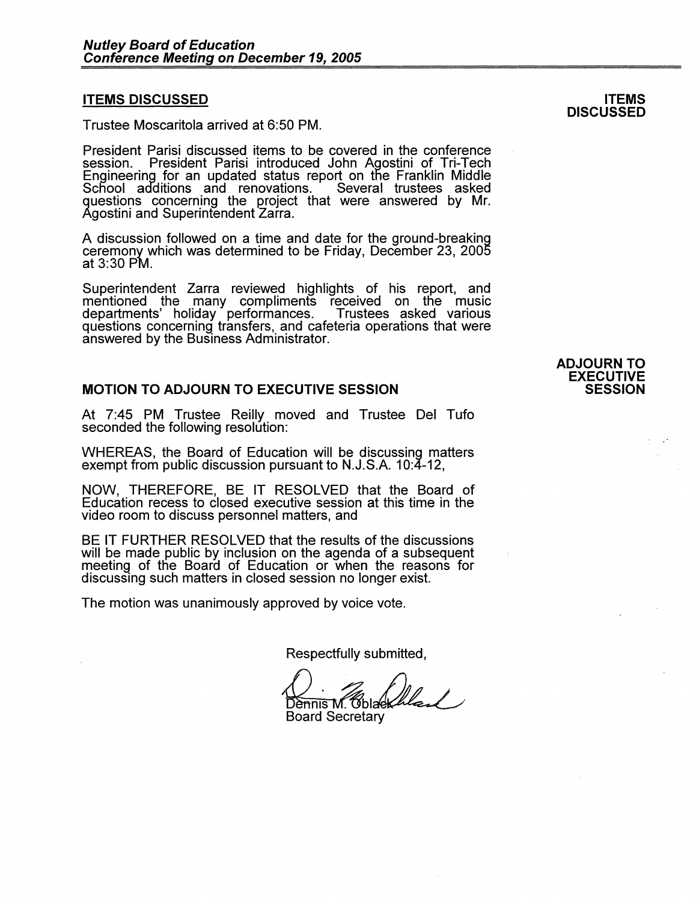## ITEMS DISCUSSED

**ITEMS DISCUSSED**

Trustee Moscaritola arrived at 6:50 PM.

President Parisi discussed items to be covered in the conference session. President Parisi introduced John Agostini of Tri-Tech Engineering for an updated status report on the Franklin Middle School additions and renovations. Several trustees asked questions concerning the project that were answered by Mr. Agostini and Superintendent Zarra.

A discussion followed on a time and date for the ground-breaking ceremony which was determined to be Friday, December 23, 2005 at 3:30 PM.

Superintendent Zarra reviewed highlights of his report, and mentioned the many compliments received on the music departments' holiday performances. Trustees asked various questions concerning transfers, and cafeteria operations that were answered by the Business Administrator.

**ADJOURN TO EXECUTIVE SESSION**

## MOTION TO ADJOURN TO EXECUTIVE SESSION

At 7:45 PM Trustee Reilly moved and Trustee Del Tufo seconded the following resolution:

WHEREAS, the Board of Education will be discussing matters exempt from public discussion pursuant to N.J.S.A. 10:4-12,

NOW, THEREFORE, BE IT RESOLVED that the Board of Education recess to closed executive session at this time in the video room to discuss personnel matters, and

BE IT FURTHER RESOLVED that the results of the discussions will be made public by inclusion on the agenda of a subsequent meeting of the Board of Education or when the reasons for discussing such matters in closed session no longer exist.

The motion was unanimously approved by voice vote.

Respectfully submitted,

Dennis M. Oblack
Board Secretary